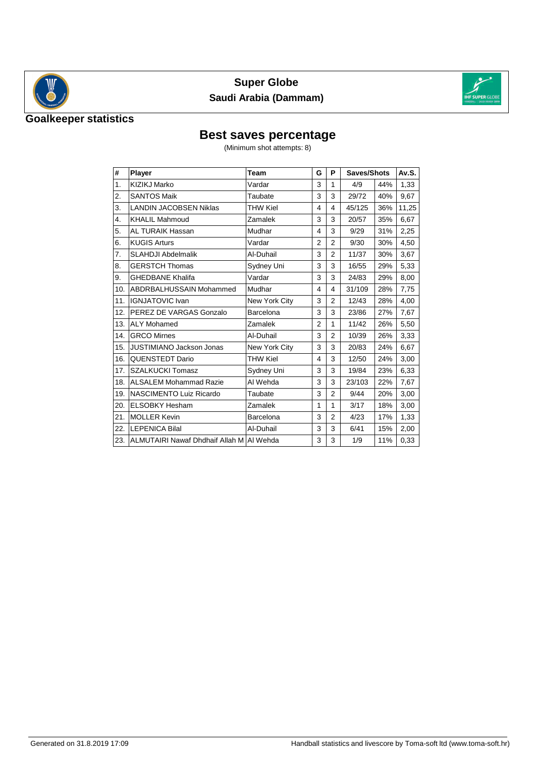# Super Globe

## Saudi Arabia (Dammam)

### Goalkeeper statistics

## Best saves percentage

(Minimum shot attempts: 8)

| # | Player | Team | G | P | Saves/Shots | | Av.S. |
|---|---|---|---|---|---|---|---|
| 1. | KIZIKJ Marko | Vardar | 3 | 1 | 4/9 | 44% | 1,33 |
| 2. | SANTOS Maik | Taubate | 3 | 3 | 29/72 | 40% | 9,67 |
| 3. | LANDIN JACOBSEN Niklas | THW Kiel | 4 | 4 | 45/125 | 36% | 11,25 |
| 4. | KHALIL Mahmoud | Zamalek | 3 | 3 | 20/57 | 35% | 6,67 |
| 5. | AL TURAIK Hassan | Mudhar | 4 | 3 | 9/29 | 31% | 2,25 |
| 6. | KUGIS Arturs | Vardar | 2 | 2 | 9/30 | 30% | 4,50 |
| 7. | SLAHDJI Abdelmalik | Al-Duhail | 3 | 2 | 11/37 | 30% | 3,67 |
| 8. | GERSTCH Thomas | Sydney Uni | 3 | 3 | 16/55 | 29% | 5,33 |
| 9. | GHEDBANE Khalifa | Vardar | 3 | 3 | 24/83 | 29% | 8,00 |
| 10. | ABDRBALHUSSAIN Mohammed | Mudhar | 4 | 4 | 31/109 | 28% | 7,75 |
| 11. | IGNJATOVIC Ivan | New York City | 3 | 2 | 12/43 | 28% | 4,00 |
| 12. | PEREZ DE VARGAS Gonzalo | Barcelona | 3 | 3 | 23/86 | 27% | 7,67 |
| 13. | ALY Mohamed | Zamalek | 2 | 1 | 11/42 | 26% | 5,50 |
| 14. | GRCO Mirnes | Al-Duhail | 3 | 2 | 10/39 | 26% | 3,33 |
| 15. | JUSTIMIANO Jackson Jonas | New York City | 3 | 3 | 20/83 | 24% | 6,67 |
| 16. | QUENSTEDT Dario | THW Kiel | 4 | 3 | 12/50 | 24% | 3,00 |
| 17. | SZALKUCKI Tomasz | Sydney Uni | 3 | 3 | 19/84 | 23% | 6,33 |
| 18. | ALSALEM Mohammad Razie | Al Wehda | 3 | 3 | 23/103 | 22% | 7,67 |
| 19. | NASCIMENTO Luiz Ricardo | Taubate | 3 | 2 | 9/44 | 20% | 3,00 |
| 20. | ELSOBKY Hesham | Zamalek | 1 | 1 | 3/17 | 18% | 3,00 |
| 21. | MOLLER Kevin | Barcelona | 3 | 2 | 4/23 | 17% | 1,33 |
| 22. | LEPENICA Bilal | Al-Duhail | 3 | 3 | 6/41 | 15% | 2,00 |
| 23. | ALMUTAIRI Nawaf Dhdhaif Allah M | Al Wehda | 3 | 3 | 1/9 | 11% | 0,33 |

Generated on 31.8.2019 17:09

Handball statistics and livescore by Toma-soft ltd (www.toma-soft.hr)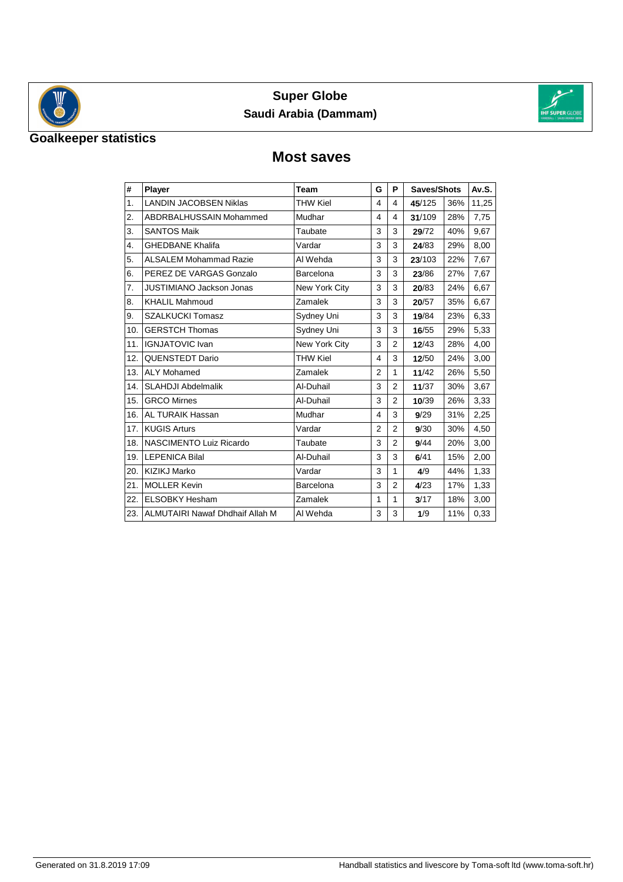# Super Globe

## Saudi Arabia (Dammam)

### Goalkeeper statistics

## Most saves

| # | Player | Team | G | P | Saves/Shots | | Av.S. |
|---|---|---|---|---|---|---|---|
| 1. | LANDIN JACOBSEN Niklas | THW Kiel | 4 | 4 | **45**/125 | 36% | 11,25 |
| 2. | ABDRBALHUSSAIN Mohammed | Mudhar | 4 | 4 | **31**/109 | 28% | 7,75 |
| 3. | SANTOS Maik | Taubate | 3 | 3 | **29**/72 | 40% | 9,67 |
| 4. | GHEDBANE Khalifa | Vardar | 3 | 3 | **24**/83 | 29% | 8,00 |
| 5. | ALSALEM Mohammad Razie | Al Wehda | 3 | 3 | **23**/103 | 22% | 7,67 |
| 6. | PEREZ DE VARGAS Gonzalo | Barcelona | 3 | 3 | **23**/86 | 27% | 7,67 |
| 7. | JUSTIMIANO Jackson Jonas | New York City | 3 | 3 | **20**/83 | 24% | 6,67 |
| 8. | KHALIL Mahmoud | Zamalek | 3 | 3 | **20**/57 | 35% | 6,67 |
| 9. | SZALKUCKI Tomasz | Sydney Uni | 3 | 3 | **19**/84 | 23% | 6,33 |
| 10. | GERSTCH Thomas | Sydney Uni | 3 | 3 | **16**/55 | 29% | 5,33 |
| 11. | IGNJATOVIC Ivan | New York City | 3 | 2 | **12**/43 | 28% | 4,00 |
| 12. | QUENSTEDT Dario | THW Kiel | 4 | 3 | **12**/50 | 24% | 3,00 |
| 13. | ALY Mohamed | Zamalek | 2 | 1 | **11**/42 | 26% | 5,50 |
| 14. | SLAHDJI Abdelmalik | Al-Duhail | 3 | 2 | **11**/37 | 30% | 3,67 |
| 15. | GRCO Mirnes | Al-Duhail | 3 | 2 | **10**/39 | 26% | 3,33 |
| 16. | AL TURAIK Hassan | Mudhar | 4 | 3 | **9**/29 | 31% | 2,25 |
| 17. | KUGIS Arturs | Vardar | 2 | 2 | **9**/30 | 30% | 4,50 |
| 18. | NASCIMENTO Luiz Ricardo | Taubate | 3 | 2 | **9**/44 | 20% | 3,00 |
| 19. | LEPENICA Bilal | Al-Duhail | 3 | 3 | **6**/41 | 15% | 2,00 |
| 20. | KIZIKJ Marko | Vardar | 3 | 1 | **4**/9 | 44% | 1,33 |
| 21. | MOLLER Kevin | Barcelona | 3 | 2 | **4**/23 | 17% | 1,33 |
| 22. | ELSOBKY Hesham | Zamalek | 1 | 1 | **3**/17 | 18% | 3,00 |
| 23. | ALMUTAIRI Nawaf Dhdhaif Allah M | Al Wehda | 3 | 3 | **1**/9 | 11% | 0,33 |

Generated on 31.8.2019 17:09

Handball statistics and livescore by Toma-soft ltd (www.toma-soft.hr)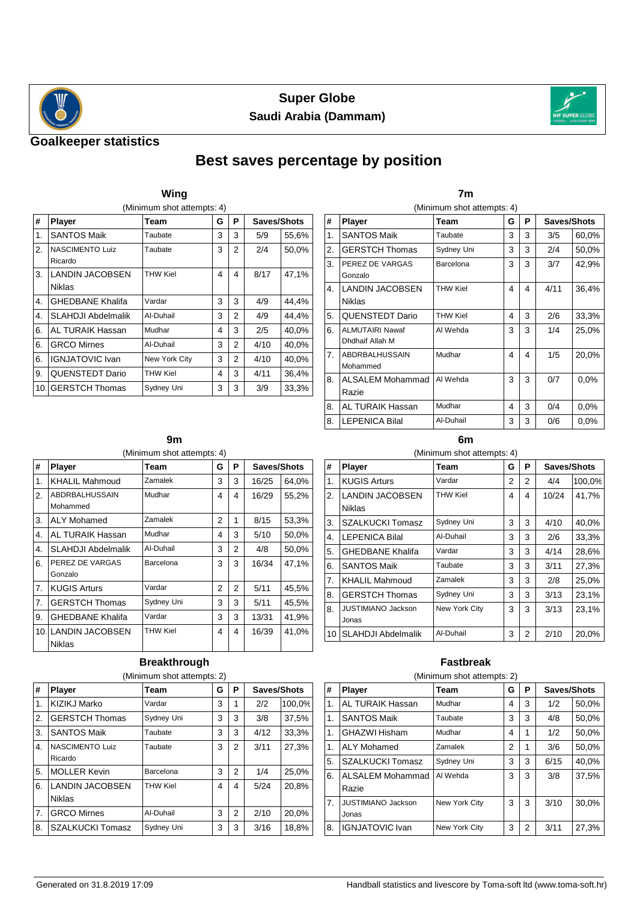# Super Globe

## Saudi Arabia (Dammam)

## Goalkeeper statistics

# Best saves percentage by position

### Wing

(Minimum shot attempts: 4)

| # | Player | Team | G | P | Saves/Shots | |
|---|---|---|---|---|---|---|
| 1. | SANTOS Maik | Taubate | 3 | 3 | 5/9 | 55,6% |
| 2. | NASCIMENTO Luiz Ricardo | Taubate | 3 | 2 | 2/4 | 50,0% |
| 3. | LANDIN JACOBSEN Niklas | THW Kiel | 4 | 4 | 8/17 | 47,1% |
| 4. | GHEDBANE Khalifa | Vardar | 3 | 3 | 4/9 | 44,4% |
| 4. | SLAHDJI Abdelmalik | Al-Duhail | 3 | 2 | 4/9 | 44,4% |
| 6. | AL TURAIK Hassan | Mudhar | 4 | 3 | 2/5 | 40,0% |
| 6. | GRCO Mirnes | Al-Duhail | 3 | 2 | 4/10 | 40,0% |
| 6. | IGNJATOVIC Ivan | New York City | 3 | 2 | 4/10 | 40,0% |
| 9. | QUENSTEDT Dario | THW Kiel | 4 | 3 | 4/11 | 36,4% |
| 10. | GERSTCH Thomas | Sydney Uni | 3 | 3 | 3/9 | 33,3% |

### 7m

(Minimum shot attempts: 4)

| # | Player | Team | G | P | Saves/Shots | |
|---|---|---|---|---|---|---|
| 1. | SANTOS Maik | Taubate | 3 | 3 | 3/5 | 60,0% |
| 2. | GERSTCH Thomas | Sydney Uni | 3 | 3 | 2/4 | 50,0% |
| 3. | PEREZ DE VARGAS Gonzalo | Barcelona | 3 | 3 | 3/7 | 42,9% |
| 4. | LANDIN JACOBSEN Niklas | THW Kiel | 4 | 4 | 4/11 | 36,4% |
| 5. | QUENSTEDT Dario | THW Kiel | 4 | 3 | 2/6 | 33,3% |
| 6. | ALMUTAIRI Nawaf Dhdhaif Allah M | Al Wehda | 3 | 3 | 1/4 | 25,0% |
| 7. | ABDRBALHUSSAIN Mohammed | Mudhar | 4 | 4 | 1/5 | 20,0% |
| 8. | ALSALEM Mohammad Razie | Al Wehda | 3 | 3 | 0/7 | 0,0% |
| 8. | AL TURAIK Hassan | Mudhar | 4 | 3 | 0/4 | 0,0% |
| 8. | LEPENICA Bilal | Al-Duhail | 3 | 3 | 0/6 | 0,0% |

### 9m

(Minimum shot attempts: 4)

| # | Player | Team | G | P | Saves/Shots | |
|---|---|---|---|---|---|---|
| 1. | KHALIL Mahmoud | Zamalek | 3 | 3 | 16/25 | 64,0% |
| 2. | ABDRBALHUSSAIN Mohammed | Mudhar | 4 | 4 | 16/29 | 55,2% |
| 3. | ALY Mohamed | Zamalek | 2 | 1 | 8/15 | 53,3% |
| 4. | AL TURAIK Hassan | Mudhar | 4 | 3 | 5/10 | 50,0% |
| 4. | SLAHDJI Abdelmalik | Al-Duhail | 3 | 2 | 4/8 | 50,0% |
| 6. | PEREZ DE VARGAS Gonzalo | Barcelona | 3 | 3 | 16/34 | 47,1% |
| 7. | KUGIS Arturs | Vardar | 2 | 2 | 5/11 | 45,5% |
| 7. | GERSTCH Thomas | Sydney Uni | 3 | 3 | 5/11 | 45,5% |
| 9. | GHEDBANE Khalifa | Vardar | 3 | 3 | 13/31 | 41,9% |
| 10. | LANDIN JACOBSEN Niklas | THW Kiel | 4 | 4 | 16/39 | 41,0% |

### 6m

(Minimum shot attempts: 4)

| # | Player | Team | G | P | Saves/Shots | |
|---|---|---|---|---|---|---|
| 1. | KUGIS Arturs | Vardar | 2 | 2 | 4/4 | 100,0% |
| 2. | LANDIN JACOBSEN Niklas | THW Kiel | 4 | 4 | 10/24 | 41,7% |
| 3. | SZALKUCKI Tomasz | Sydney Uni | 3 | 3 | 4/10 | 40,0% |
| 4. | LEPENICA Bilal | Al-Duhail | 3 | 3 | 2/6 | 33,3% |
| 5. | GHEDBANE Khalifa | Vardar | 3 | 3 | 4/14 | 28,6% |
| 6. | SANTOS Maik | Taubate | 3 | 3 | 3/11 | 27,3% |
| 7. | KHALIL Mahmoud | Zamalek | 3 | 3 | 2/8 | 25,0% |
| 8. | GERSTCH Thomas | Sydney Uni | 3 | 3 | 3/13 | 23,1% |
| 8. | JUSTIMIANO Jackson Jonas | New York City | 3 | 3 | 3/13 | 23,1% |
| 10 | SLAHDJI Abdelmalik | Al-Duhail | 3 | 2 | 2/10 | 20,0% |

### Breakthrough

(Minimum shot attempts: 2)

| # | Player | Team | G | P | Saves/Shots | |
|---|---|---|---|---|---|---|
| 1. | KIZIKJ Marko | Vardar | 3 | 1 | 2/2 | 100,0% |
| 2. | GERSTCH Thomas | Sydney Uni | 3 | 3 | 3/8 | 37,5% |
| 3. | SANTOS Maik | Taubate | 3 | 3 | 4/12 | 33,3% |
| 4. | NASCIMENTO Luiz Ricardo | Taubate | 3 | 2 | 3/11 | 27,3% |
| 5. | MOLLER Kevin | Barcelona | 3 | 2 | 1/4 | 25,0% |
| 6. | LANDIN JACOBSEN Niklas | THW Kiel | 4 | 4 | 5/24 | 20,8% |
| 7. | GRCO Mirnes | Al-Duhail | 3 | 2 | 2/10 | 20,0% |
| 8. | SZALKUCKI Tomasz | Sydney Uni | 3 | 3 | 3/16 | 18,8% |

### Fastbreak

(Minimum shot attempts: 2)

| # | Player | Team | G | P | Saves/Shots | |
|---|---|---|---|---|---|---|
| 1. | AL TURAIK Hassan | Mudhar | 4 | 3 | 1/2 | 50,0% |
| 1. | SANTOS Maik | Taubate | 3 | 3 | 4/8 | 50,0% |
| 1. | GHAZWI Hisham | Mudhar | 4 | 1 | 1/2 | 50,0% |
| 1. | ALY Mohamed | Zamalek | 2 | 1 | 3/6 | 50,0% |
| 5. | SZALKUCKI Tomasz | Sydney Uni | 3 | 3 | 6/15 | 40,0% |
| 6. | ALSALEM Mohammad Razie | Al Wehda | 3 | 3 | 3/8 | 37,5% |
| 7. | JUSTIMIANO Jackson Jonas | New York City | 3 | 3 | 3/10 | 30,0% |
| 8. | IGNJATOVIC Ivan | New York City | 3 | 2 | 3/11 | 27,3% |

Generated on 31.8.2019 17:09

Handball statistics and livescore by Toma-soft ltd (www.toma-soft.hr)